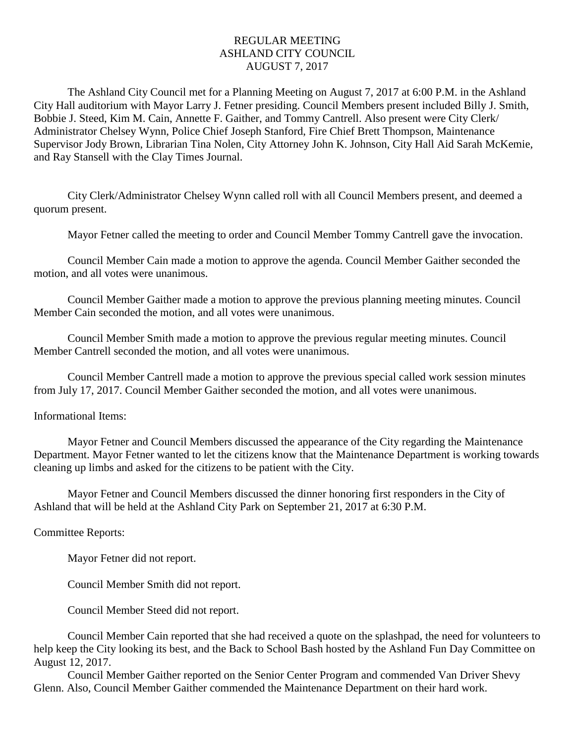# REGULAR MEETING
# ASHLAND CITY COUNCIL
# AUGUST 7, 2017

The Ashland City Council met for a Planning Meeting on August 7, 2017 at 6:00 P.M. in the Ashland City Hall auditorium with Mayor Larry J. Fetner presiding. Council Members present included Billy J. Smith, Bobbie J. Steed, Kim M. Cain, Annette F. Gaither, and Tommy Cantrell. Also present were City Clerk/ Administrator Chelsey Wynn, Police Chief Joseph Stanford, Fire Chief Brett Thompson, Maintenance Supervisor Jody Brown, Librarian Tina Nolen, City Attorney John K. Johnson, City Hall Aid Sarah McKemie, and Ray Stansell with the Clay Times Journal.

City Clerk/Administrator Chelsey Wynn called roll with all Council Members present, and deemed a quorum present.

Mayor Fetner called the meeting to order and Council Member Tommy Cantrell gave the invocation.

Council Member Cain made a motion to approve the agenda. Council Member Gaither seconded the motion, and all votes were unanimous.

Council Member Gaither made a motion to approve the previous planning meeting minutes. Council Member Cain seconded the motion, and all votes were unanimous.

Council Member Smith made a motion to approve the previous regular meeting minutes. Council Member Cantrell seconded the motion, and all votes were unanimous.

Council Member Cantrell made a motion to approve the previous special called work session minutes from July 17, 2017. Council Member Gaither seconded the motion, and all votes were unanimous.

Informational Items:

Mayor Fetner and Council Members discussed the appearance of the City regarding the Maintenance Department. Mayor Fetner wanted to let the citizens know that the Maintenance Department is working towards cleaning up limbs and asked for the citizens to be patient with the City.

Mayor Fetner and Council Members discussed the dinner honoring first responders in the City of Ashland that will be held at the Ashland City Park on September 21, 2017 at 6:30 P.M.

Committee Reports:

Mayor Fetner did not report.

Council Member Smith did not report.

Council Member Steed did not report.

Council Member Cain reported that she had received a quote on the splashpad, the need for volunteers to help keep the City looking its best, and the Back to School Bash hosted by the Ashland Fun Day Committee on August 12, 2017.

Council Member Gaither reported on the Senior Center Program and commended Van Driver Shevy Glenn. Also, Council Member Gaither commended the Maintenance Department on their hard work.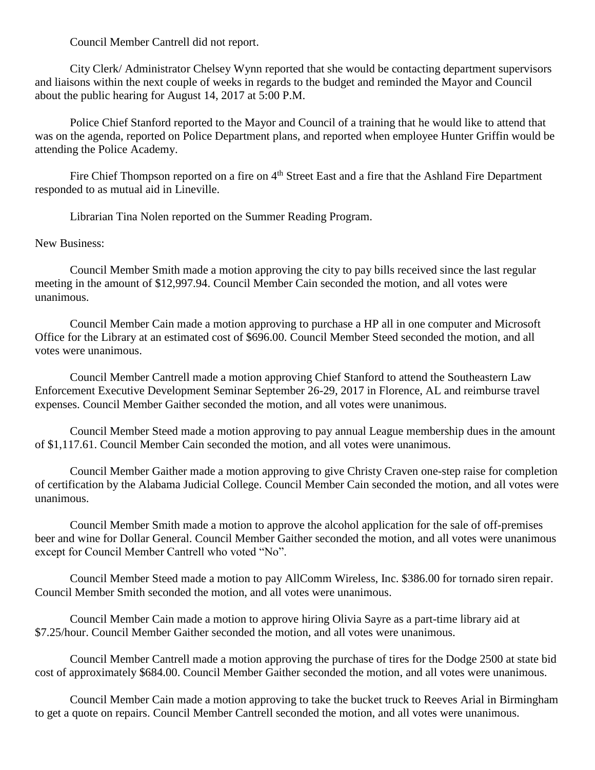Council Member Cantrell did not report.

City Clerk/ Administrator Chelsey Wynn reported that she would be contacting department supervisors and liaisons within the next couple of weeks in regards to the budget and reminded the Mayor and Council about the public hearing for August 14, 2017 at 5:00 P.M.

Police Chief Stanford reported to the Mayor and Council of a training that he would like to attend that was on the agenda, reported on Police Department plans, and reported when employee Hunter Griffin would be attending the Police Academy.

Fire Chief Thompson reported on a fire on 4th Street East and a fire that the Ashland Fire Department responded to as mutual aid in Lineville.

Librarian Tina Nolen reported on the Summer Reading Program.

New Business:

Council Member Smith made a motion approving the city to pay bills received since the last regular meeting in the amount of $12,997.94. Council Member Cain seconded the motion, and all votes were unanimous.

Council Member Cain made a motion approving to purchase a HP all in one computer and Microsoft Office for the Library at an estimated cost of $696.00. Council Member Steed seconded the motion, and all votes were unanimous.

Council Member Cantrell made a motion approving Chief Stanford to attend the Southeastern Law Enforcement Executive Development Seminar September 26-29, 2017 in Florence, AL and reimburse travel expenses. Council Member Gaither seconded the motion, and all votes were unanimous.

Council Member Steed made a motion approving to pay annual League membership dues in the amount of $1,117.61. Council Member Cain seconded the motion, and all votes were unanimous.

Council Member Gaither made a motion approving to give Christy Craven one-step raise for completion of certification by the Alabama Judicial College. Council Member Cain seconded the motion, and all votes were unanimous.

Council Member Smith made a motion to approve the alcohol application for the sale of off-premises beer and wine for Dollar General. Council Member Gaither seconded the motion, and all votes were unanimous except for Council Member Cantrell who voted "No".

Council Member Steed made a motion to pay AllComm Wireless, Inc. $386.00 for tornado siren repair. Council Member Smith seconded the motion, and all votes were unanimous.

Council Member Cain made a motion to approve hiring Olivia Sayre as a part-time library aid at $7.25/hour. Council Member Gaither seconded the motion, and all votes were unanimous.

Council Member Cantrell made a motion approving the purchase of tires for the Dodge 2500 at state bid cost of approximately $684.00. Council Member Gaither seconded the motion, and all votes were unanimous.

Council Member Cain made a motion approving to take the bucket truck to Reeves Arial in Birmingham to get a quote on repairs. Council Member Cantrell seconded the motion, and all votes were unanimous.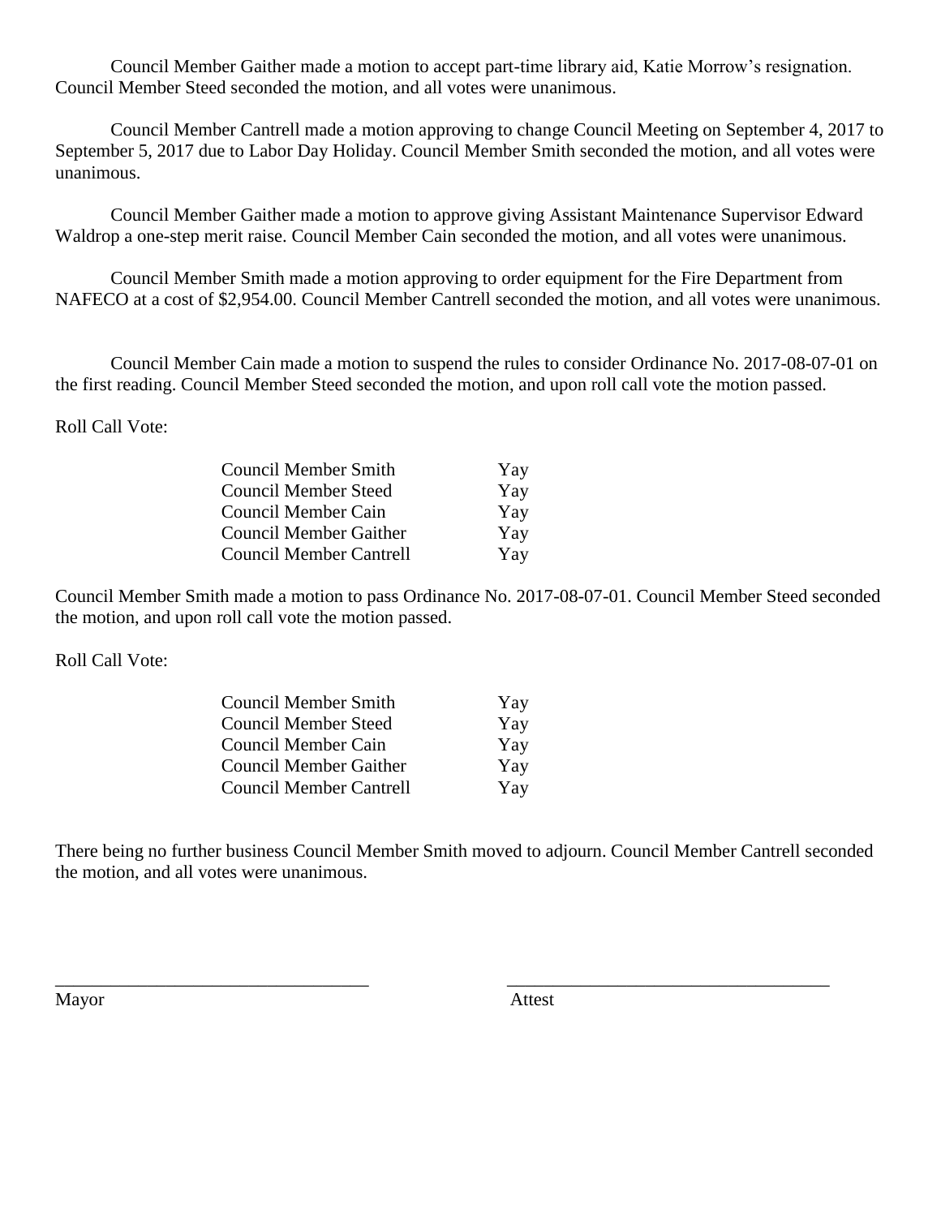Council Member Gaither made a motion to accept part-time library aid, Katie Morrow's resignation. Council Member Steed seconded the motion, and all votes were unanimous.

Council Member Cantrell made a motion approving to change Council Meeting on September 4, 2017 to September 5, 2017 due to Labor Day Holiday. Council Member Smith seconded the motion, and all votes were unanimous.

Council Member Gaither made a motion to approve giving Assistant Maintenance Supervisor Edward Waldrop a one-step merit raise. Council Member Cain seconded the motion, and all votes were unanimous.

Council Member Smith made a motion approving to order equipment for the Fire Department from NAFECO at a cost of $2,954.00. Council Member Cantrell seconded the motion, and all votes were unanimous.

Council Member Cain made a motion to suspend the rules to consider Ordinance No. 2017-08-07-01 on the first reading. Council Member Steed seconded the motion, and upon roll call vote the motion passed.

Roll Call Vote:

| | |
|---|---|
| Council Member Smith | Yay |
| Council Member Steed | Yay |
| Council Member Cain | Yay |
| Council Member Gaither | Yay |
| Council Member Cantrell | Yay |

Council Member Smith made a motion to pass Ordinance No. 2017-08-07-01. Council Member Steed seconded the motion, and upon roll call vote the motion passed.

Roll Call Vote:

| | |
|---|---|
| Council Member Smith | Yay |
| Council Member Steed | Yay |
| Council Member Cain | Yay |
| Council Member Gaither | Yay |
| Council Member Cantrell | Yay |

There being no further business Council Member Smith moved to adjourn. Council Member Cantrell seconded the motion, and all votes were unanimous.

\_\_\_\_\_\_\_\_\_\_\_\_\_\_\_\_\_\_\_\_\_\_\_\_\_\_\_\_\_\_\_\_\_\_ \_\_\_\_\_\_\_\_\_\_\_\_\_\_\_\_\_\_\_\_\_\_\_\_\_\_\_\_\_\_\_\_\_\_\_

Mayor Attest